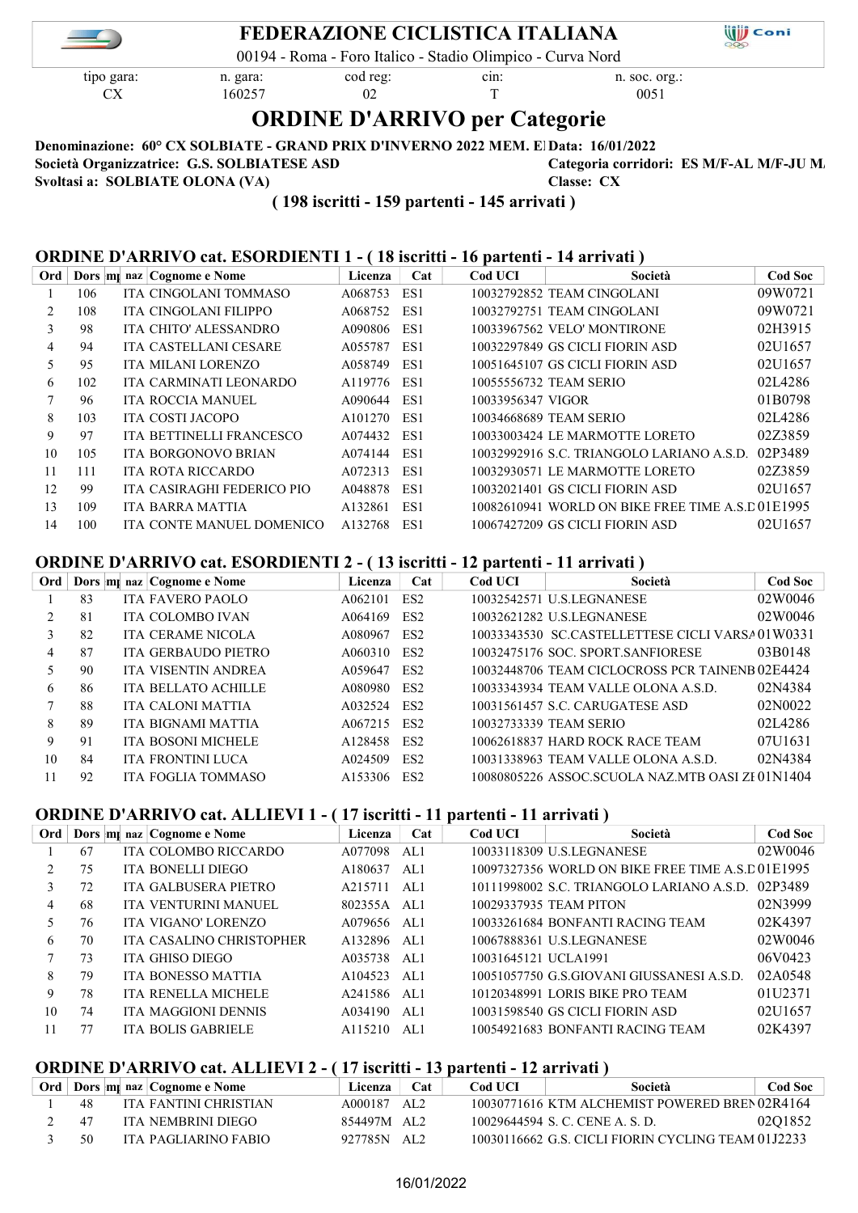# FEDERAZIONE CICLISTICA ITALIANA

00194 - Roma - Foro Italico - Stadio Olimpico - Curva Nord

| tipo gara: | n. gara: | cod reg: | cin: | n. soc. org.: |
|---|---|---|---|---|
| CX | 160257 | 02 | T | 0051 |

## ORDINE D'ARRIVO per Categorie

**Denominazione: 60° CX SOLBIATE - GRAND PRIX D'INVERNO 2022 MEM. E** **Data: 16/01/2022**
**Società Organizzatrice: G.S. SOLBIATESE ASD** **Categoria corridori: ES M/F-AL M/F-JU M**
**Svoltasi a: SOLBIATE OLONA (VA)** **Classe: CX**

**( 198 iscritti - 159 partenti - 145 arrivati )**

### ORDINE D'ARRIVO cat. ESORDIENTI 1 - ( 18 iscritti - 16 partenti - 14 arrivati )

| Ord | Dors | mp | naz | Cognome e Nome | Licenza | Cat | Cod UCI | Società | Cod Soc |
|---|---|---|---|---|---|---|---|---|---|
| 1 | 106 | | ITA | CINGOLANI TOMMASO | A068753 | ES1 | 10032792852 | TEAM CINGOLANI | 09W0721 |
| 2 | 108 | | ITA | CINGOLANI FILIPPO | A068752 | ES1 | 10032792751 | TEAM CINGOLANI | 09W0721 |
| 3 | 98 | | ITA | CHITO' ALESSANDRO | A090806 | ES1 | 10033967562 | VELO' MONTIRONE | 02H3915 |
| 4 | 94 | | ITA | CASTELLANI CESARE | A055787 | ES1 | 10032297849 | GS CICLI FIORIN ASD | 02U1657 |
| 5 | 95 | | ITA | MILANI LORENZO | A058749 | ES1 | 10051645107 | GS CICLI FIORIN ASD | 02U1657 |
| 6 | 102 | | ITA | CARMINATI LEONARDO | A119776 | ES1 | 10055556732 | TEAM SERIO | 02L4286 |
| 7 | 96 | | ITA | ROCCIA MANUEL | A090644 | ES1 | 10033956347 | VIGOR | 01B0798 |
| 8 | 103 | | ITA | COSTI JACOPO | A101270 | ES1 | 10034668689 | TEAM SERIO | 02L4286 |
| 9 | 97 | | ITA | BETTINELLI FRANCESCO | A074432 | ES1 | 10033003424 | LE MARMOTTE LORETO | 02Z3859 |
| 10 | 105 | | ITA | BORGONOVO BRIAN | A074144 | ES1 | 10032992916 | S.C. TRIANGOLO LARIANO A.S.D. | 02P3489 |
| 11 | 111 | | ITA | ROTA RICCARDO | A072313 | ES1 | 10032930571 | LE MARMOTTE LORETO | 02Z3859 |
| 12 | 99 | | ITA | CASIRAGHI FEDERICO PIO | A048878 | ES1 | 10032021401 | GS CICLI FIORIN ASD | 02U1657 |
| 13 | 109 | | ITA | BARRA MATTIA | A132861 | ES1 | 10082610941 | WORLD ON BIKE FREE TIME A.S.D | 01E1995 |
| 14 | 100 | | ITA | CONTE MANUEL DOMENICO | A132768 | ES1 | 10067427209 | GS CICLI FIORIN ASD | 02U1657 |

### ORDINE D'ARRIVO cat. ESORDIENTI 2 - ( 13 iscritti - 12 partenti - 11 arrivati )

| Ord | Dors | mp | naz | Cognome e Nome | Licenza | Cat | Cod UCI | Società | Cod Soc |
|---|---|---|---|---|---|---|---|---|---|
| 1 | 83 | | ITA | FAVERO PAOLO | A062101 | ES2 | 10032542571 | U.S.LEGNANESE | 02W0046 |
| 2 | 81 | | ITA | COLOMBO IVAN | A064169 | ES2 | 10032621282 | U.S.LEGNANESE | 02W0046 |
| 3 | 82 | | ITA | CERAME NICOLA | A080967 | ES2 | 10033343530 | SC.CASTELLETTESE CICLI VARSA | 01W0331 |
| 4 | 87 | | ITA | GERBAUDO PIETRO | A060310 | ES2 | 10032475176 | SOC. SPORT.SANFIORESE | 03B0148 |
| 5 | 90 | | ITA | VISENTIN ANDREA | A059647 | ES2 | 10032448706 | TEAM CICLOCROSS PCR TAINENB | 02E4424 |
| 6 | 86 | | ITA | BELLATO ACHILLE | A080980 | ES2 | 10033343934 | TEAM VALLE OLONA A.S.D. | 02N4384 |
| 7 | 88 | | ITA | CALONI MATTIA | A032524 | ES2 | 10031561457 | S.C. CARUGATESE ASD | 02N0022 |
| 8 | 89 | | ITA | BIGNAMI MATTIA | A067215 | ES2 | 10032733339 | TEAM SERIO | 02L4286 |
| 9 | 91 | | ITA | BOSONI MICHELE | A128458 | ES2 | 10062618837 | HARD ROCK RACE TEAM | 07U1631 |
| 10 | 84 | | ITA | FRONTINI LUCA | A024509 | ES2 | 10031338963 | TEAM VALLE OLONA A.S.D. | 02N4384 |
| 11 | 92 | | ITA | FOGLIA TOMMASO | A153306 | ES2 | 10080805226 | ASSOC.SCUOLA NAZ.MTB OASI ZI | 01N1404 |

### ORDINE D'ARRIVO cat. ALLIEVI 1 - ( 17 iscritti - 11 partenti - 11 arrivati )

| Ord | Dors | mp | naz | Cognome e Nome | Licenza | Cat | Cod UCI | Società | Cod Soc |
|---|---|---|---|---|---|---|---|---|---|
| 1 | 67 | | ITA | COLOMBO RICCARDO | A077098 | AL1 | 10033118309 | U.S.LEGNANESE | 02W0046 |
| 2 | 75 | | ITA | BONELLI DIEGO | A180637 | AL1 | 10097327356 | WORLD ON BIKE FREE TIME A.S.D | 01E1995 |
| 3 | 72 | | ITA | GALBUSERA PIETRO | A215711 | AL1 | 10111998002 | S.C. TRIANGOLO LARIANO A.S.D. | 02P3489 |
| 4 | 68 | | ITA | VENTURINI MANUEL | 802355A | AL1 | 10029337935 | TEAM PITON | 02N3999 |
| 5 | 76 | | ITA | VIGANO' LORENZO | A079656 | AL1 | 10033261684 | BONFANTI RACING TEAM | 02K4397 |
| 6 | 70 | | ITA | CASALINO CHRISTOPHER | A132896 | AL1 | 10067888361 | U.S.LEGNANESE | 02W0046 |
| 7 | 73 | | ITA | GHISO DIEGO | A035738 | AL1 | 10031645121 | UCLA1991 | 06V0423 |
| 8 | 79 | | ITA | BONESSO MATTIA | A104523 | AL1 | 10051057750 | G.S.GIOVANI GIUSSANESI A.S.D. | 02A0548 |
| 9 | 78 | | ITA | RENELLA MICHELE | A241586 | AL1 | 10120348991 | LORIS BIKE PRO TEAM | 01U2371 |
| 10 | 74 | | ITA | MAGGIONI DENNIS | A034190 | AL1 | 10031598540 | GS CICLI FIORIN ASD | 02U1657 |
| 11 | 77 | | ITA | BOLIS GABRIELE | A115210 | AL1 | 10054921683 | BONFANTI RACING TEAM | 02K4397 |

### ORDINE D'ARRIVO cat. ALLIEVI 2 - ( 17 iscritti - 13 partenti - 12 arrivati )

| Ord | Dors | mp | naz | Cognome e Nome | Licenza | Cat | Cod UCI | Società | Cod Soc |
|---|---|---|---|---|---|---|---|---|---|
| 1 | 48 | | ITA | FANTINI CHRISTIAN | A000187 | AL2 | 10030771616 | KTM ALCHEMIST POWERED BREN | 02R4164 |
| 2 | 47 | | ITA | NEMBRINI DIEGO | 854497M | AL2 | 10029644594 | S. C. CENE A. S. D. | 02Q1852 |
| 3 | 50 | | ITA | PAGLIARINO FABIO | 927785N | AL2 | 10030116662 | G.S. CICLI FIORIN CYCLING TEAM | 01J2233 |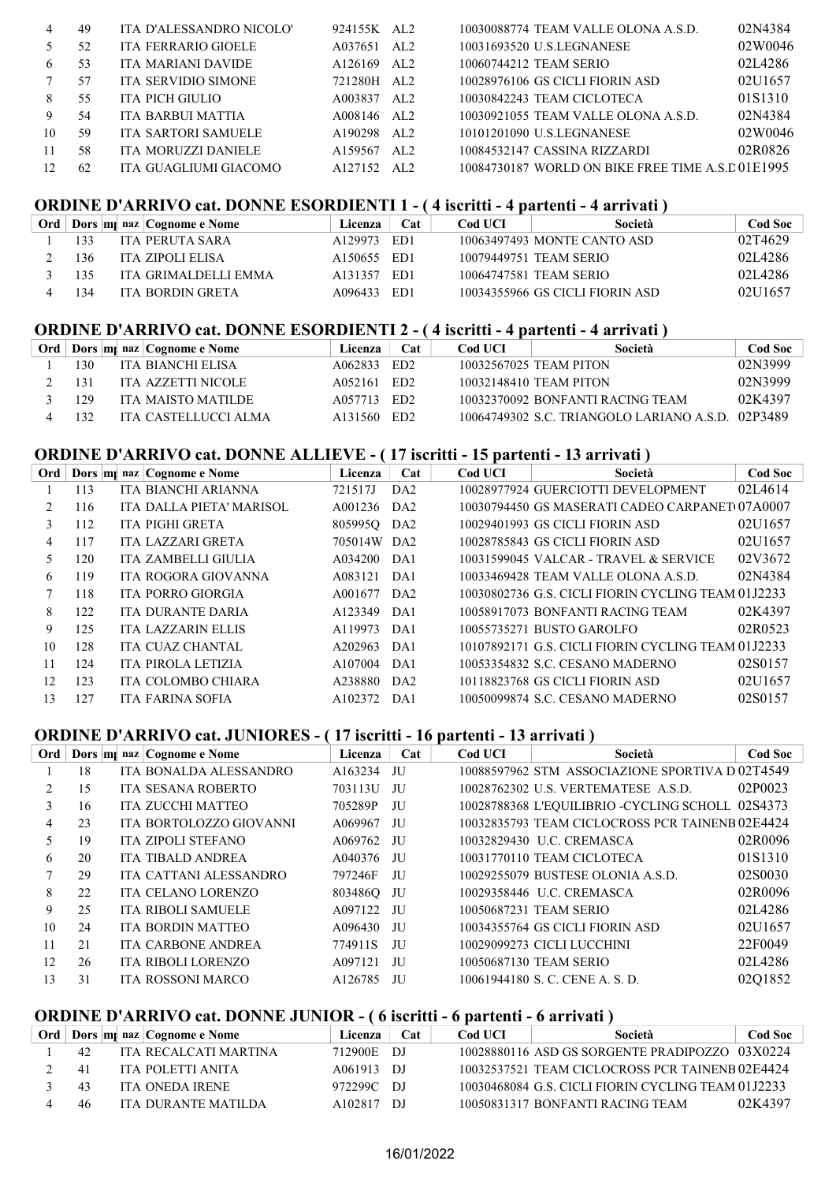| | | | | | | |
|---|---|---|---|---|---|---|
| 4 | 49 | ITA D'ALESSANDRO NICOLO' | 924155K | AL2 | 10030088774 TEAM VALLE OLONA A.S.D. | 02N4384 |
| 5 | 52 | ITA FERRARIO GIOELE | A037651 | AL2 | 10031693520 U.S.LEGNANESE | 02W0046 |
| 6 | 53 | ITA MARIANI DAVIDE | A126169 | AL2 | 10060744212 TEAM SERIO | 02L4286 |
| 7 | 57 | ITA SERVIDIO SIMONE | 721280H | AL2 | 10028976106 GS CICLI FIORIN ASD | 02U1657 |
| 8 | 55 | ITA PICH GIULIO | A003837 | AL2 | 10030842243 TEAM CICLOTECA | 01S1310 |
| 9 | 54 | ITA BARBUI MATTIA | A008146 | AL2 | 10030921055 TEAM VALLE OLONA A.S.D. | 02N4384 |
| 10 | 59 | ITA SARTORI SAMUELE | A190298 | AL2 | 10101201090 U.S.LEGNANESE | 02W0046 |
| 11 | 58 | ITA MORUZZI DANIELE | A159567 | AL2 | 10084532147 CASSINA RIZZARDI | 02R0826 |
| 12 | 62 | ITA GUAGLIUMI GIACOMO | A127152 | AL2 | 10084730187 WORLD ON BIKE FREE TIME A.S.D | 01E1995 |

## ORDINE D'ARRIVO cat. DONNE ESORDIENTI 1 - ( 4 iscritti - 4 partenti - 4 arrivati )

| Ord | Dors | mp | naz | Cognome e Nome | Licenza | Cat | Cod UCI | Società | Cod Soc |
|---|---|---|---|---|---|---|---|---|---|
| 1 | 133 | | ITA | PERUTA SARA | A129973 | ED1 | 10063497493 | MONTE CANTO ASD | 02T4629 |
| 2 | 136 | | ITA | ZIPOLI ELISA | A150655 | ED1 | 10079449751 | TEAM SERIO | 02L4286 |
| 3 | 135 | | ITA | GRIMALDELLI EMMA | A131357 | ED1 | 10064747581 | TEAM SERIO | 02L4286 |
| 4 | 134 | | ITA | BORDIN GRETA | A096433 | ED1 | 10034355966 | GS CICLI FIORIN ASD | 02U1657 |

## ORDINE D'ARRIVO cat. DONNE ESORDIENTI 2 - ( 4 iscritti - 4 partenti - 4 arrivati )

| Ord | Dors | mp | naz | Cognome e Nome | Licenza | Cat | Cod UCI | Società | Cod Soc |
|---|---|---|---|---|---|---|---|---|---|
| 1 | 130 | | ITA | BIANCHI ELISA | A062833 | ED2 | 10032567025 | TEAM PITON | 02N3999 |
| 2 | 131 | | ITA | AZZETTI NICOLE | A052161 | ED2 | 10032148410 | TEAM PITON | 02N3999 |
| 3 | 129 | | ITA | MAISTO MATILDE | A057713 | ED2 | 10032370092 | BONFANTI RACING TEAM | 02K4397 |
| 4 | 132 | | ITA | CASTELLUCCI ALMA | A131560 | ED2 | 10064749302 | S.C. TRIANGOLO LARIANO A.S.D. | 02P3489 |

## ORDINE D'ARRIVO cat. DONNE ALLIEVE - ( 17 iscritti - 15 partenti - 13 arrivati )

| Ord | Dors | mp | naz | Cognome e Nome | Licenza | Cat | Cod UCI | Società | Cod Soc |
|---|---|---|---|---|---|---|---|---|---|
| 1 | 113 | | ITA | BIANCHI ARIANNA | 721517J | DA2 | 10028977924 | GUERCIOTTI DEVELOPMENT | 02L4614 |
| 2 | 116 | | ITA | DALLA PIETA' MARISOL | A001236 | DA2 | 10030794450 | GS MASERATI CADEO CARPANETO | 07A0007 |
| 3 | 112 | | ITA | PIGHI GRETA | 805995Q | DA2 | 10029401993 | GS CICLI FIORIN ASD | 02U1657 |
| 4 | 117 | | ITA | LAZZARI GRETA | 705014W | DA2 | 10028785843 | GS CICLI FIORIN ASD | 02U1657 |
| 5 | 120 | | ITA | ZAMBELLI GIULIA | A034200 | DA1 | 10031599045 | VALCAR - TRAVEL & SERVICE | 02V3672 |
| 6 | 119 | | ITA | ROGORA GIOVANNA | A083121 | DA1 | 10033469428 | TEAM VALLE OLONA A.S.D. | 02N4384 |
| 7 | 118 | | ITA | PORRO GIORGIA | A001677 | DA2 | 10030802736 | G.S. CICLI FIORIN CYCLING TEAM | 01J2233 |
| 8 | 122 | | ITA | DURANTE DARIA | A123349 | DA1 | 10058917073 | BONFANTI RACING TEAM | 02K4397 |
| 9 | 125 | | ITA | LAZZARIN ELLIS | A119973 | DA1 | 10055735271 | BUSTO GAROLFO | 02R0523 |
| 10 | 128 | | ITA | CUAZ CHANTAL | A202963 | DA1 | 10107892171 | G.S. CICLI FIORIN CYCLING TEAM | 01J2233 |
| 11 | 124 | | ITA | PIROLA LETIZIA | A107004 | DA1 | 10053354832 | S.C. CESANO MADERNO | 02S0157 |
| 12 | 123 | | ITA | COLOMBO CHIARA | A238880 | DA2 | 10118823768 | GS CICLI FIORIN ASD | 02U1657 |
| 13 | 127 | | ITA | FARINA SOFIA | A102372 | DA1 | 10050099874 | S.C. CESANO MADERNO | 02S0157 |

## ORDINE D'ARRIVO cat. JUNIORES - ( 17 iscritti - 16 partenti - 13 arrivati )

| Ord | Dors | mp | naz | Cognome e Nome | Licenza | Cat | Cod UCI | Società | Cod Soc |
|---|---|---|---|---|---|---|---|---|---|
| 1 | 18 | | ITA | BONALDA ALESSANDRO | A163234 | JU | 10088597962 | STM ASSOCIAZIONE SPORTIVA D | 02T4549 |
| 2 | 15 | | ITA | SESANA ROBERTO | 703113U | JU | 10028762302 | U.S. VERTEMATESE A.S.D. | 02P0023 |
| 3 | 16 | | ITA | ZUCCHI MATTEO | 705289P | JU | 10028788368 | L'EQUILIBRIO -CYCLING SCHOLL | 02S4373 |
| 4 | 23 | | ITA | BORTOLOZZO GIOVANNI | A069967 | JU | 10032835793 | TEAM CICLOCROSS PCR TAINENB | 02E4424 |
| 5 | 19 | | ITA | ZIPOLI STEFANO | A069762 | JU | 10032829430 | U.C. CREMASCA | 02R0096 |
| 6 | 20 | | ITA | TIBALD ANDREA | A040376 | JU | 10031770110 | TEAM CICLOTECA | 01S1310 |
| 7 | 29 | | ITA | CATTANI ALESSANDRO | 797246F | JU | 10029255079 | BUSTESE OLONIA A.S.D. | 02S0030 |
| 8 | 22 | | ITA | CELANO LORENZO | 803486Q | JU | 10029358446 | U.C. CREMASCA | 02R0096 |
| 9 | 25 | | ITA | RIBOLI SAMUELE | A097122 | JU | 10050687231 | TEAM SERIO | 02L4286 |
| 10 | 24 | | ITA | BORDIN MATTEO | A096430 | JU | 10034355764 | GS CICLI FIORIN ASD | 02U1657 |
| 11 | 21 | | ITA | CARBONE ANDREA | 774911S | JU | 10029099273 | CICLI LUCCHINI | 22F0049 |
| 12 | 26 | | ITA | RIBOLI LORENZO | A097121 | JU | 10050687130 | TEAM SERIO | 02L4286 |
| 13 | 31 | | ITA | ROSSONI MARCO | A126785 | JU | 10061944180 | S. C. CENE A. S. D. | 02Q1852 |

## ORDINE D'ARRIVO cat. DONNE JUNIOR - ( 6 iscritti - 6 partenti - 6 arrivati )

| Ord | Dors | mp | naz | Cognome e Nome | Licenza | Cat | Cod UCI | Società | Cod Soc |
|---|---|---|---|---|---|---|---|---|---|
| 1 | 42 | | ITA | RECALCATI MARTINA | 712900E | DJ | 10028880116 | ASD GS SORGENTE PRADIPOZZO | 03X0224 |
| 2 | 41 | | ITA | POLETTI ANITA | A061913 | DJ | 10032537521 | TEAM CICLOCROSS PCR TAINENB | 02E4424 |
| 3 | 43 | | ITA | ONEDA IRENE | 972299C | DJ | 10030468084 | G.S. CICLI FIORIN CYCLING TEAM | 01J2233 |
| 4 | 46 | | ITA | DURANTE MATILDA | A102817 | DJ | 10050831317 | BONFANTI RACING TEAM | 02K4397 |

16/01/2022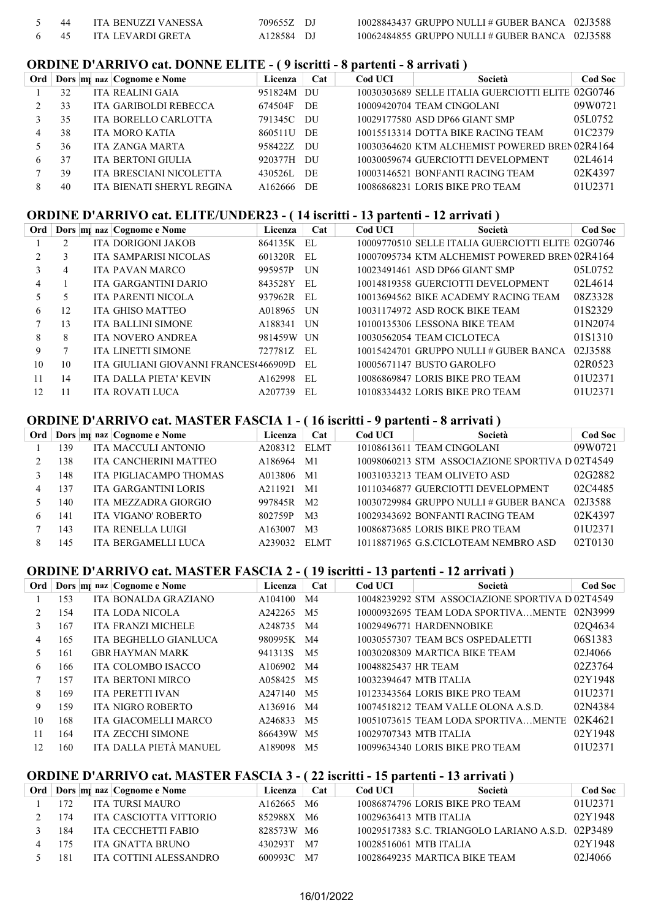| 5 | 44 | ITA | BENUZZI VANESSA | 709655Z | DJ | 10028843437 | GRUPPO NULLI # GUBER BANCA | 02J3588 |
|---|---|---|---|---|---|---|---|---|
| 6 | 45 | ITA | LEVARDI GRETA | A128584 | DJ | 10062484855 | GRUPPO NULLI # GUBER BANCA | 02J3588 |

## ORDINE D'ARRIVO cat. DONNE ELITE - ( 9 iscritti - 8 partenti - 8 arrivati )

| Ord | Dors | mp | naz | Cognome e Nome | Licenza | Cat | Cod UCI | Società | Cod Soc |
|---|---|---|---|---|---|---|---|---|---|
| 1 | 32 | | ITA | REALINI GAIA | 951824M | DU | 10030303689 | SELLE ITALIA GUERCIOTTI ELITE | 02G0746 |
| 2 | 33 | | ITA | GARIBOLDI REBECCA | 674504F | DE | 10009420704 | TEAM CINGOLANI | 09W0721 |
| 3 | 35 | | ITA | BORELLO CARLOTTA | 791345C | DU | 10029177580 | ASD DP66 GIANT SMP | 05L0752 |
| 4 | 38 | | ITA | MORO KATIA | 860511U | DE | 10015513314 | DOTTA BIKE RACING TEAM | 01C2379 |
| 5 | 36 | | ITA | ZANGA MARTA | 958422Z | DU | 10030364620 | KTM ALCHEMIST POWERED BREN | 02R4164 |
| 6 | 37 | | ITA | BERTONI GIULIA | 920377H | DU | 10030059674 | GUERCIOTTI DEVELOPMENT | 02L4614 |
| 7 | 39 | | ITA | BRESCIANI NICOLETTA | 430526L | DE | 10003146521 | BONFANTI RACING TEAM | 02K4397 |
| 8 | 40 | | ITA | BIENATI SHERYL REGINA | A162666 | DE | 10086868231 | LORIS BIKE PRO TEAM | 01U2371 |

## ORDINE D'ARRIVO cat. ELITE/UNDER23 - ( 14 iscritti - 13 partenti - 12 arrivati )

| Ord | Dors | mp | naz | Cognome e Nome | Licenza | Cat | Cod UCI | Società | Cod Soc |
|---|---|---|---|---|---|---|---|---|---|
| 1 | 2 | | ITA | DORIGONI JAKOB | 864135K | EL | 10009770510 | SELLE ITALIA GUERCIOTTI ELITE | 02G0746 |
| 2 | 3 | | ITA | SAMPARISI NICOLAS | 601320R | EL | 10007095734 | KTM ALCHEMIST POWERED BREN | 02R4164 |
| 3 | 4 | | ITA | PAVAN MARCO | 995957P | UN | 10023491461 | ASD DP66 GIANT SMP | 05L0752 |
| 4 | 1 | | ITA | GARGANTINI DARIO | 843528Y | EL | 10014819358 | GUERCIOTTI DEVELOPMENT | 02L4614 |
| 5 | 5 | | ITA | PARENTI NICOLA | 937962R | EL | 10013694562 | BIKE ACADEMY RACING TEAM | 08Z3328 |
| 6 | 12 | | ITA | GHISO MATTEO | A018965 | UN | 10031174972 | ASD ROCK BIKE TEAM | 01S2329 |
| 7 | 13 | | ITA | BALLINI SIMONE | A188341 | UN | 10100135306 | LESSONA BIKE TEAM | 01N2074 |
| 8 | 8 | | ITA | NOVERO ANDREA | 981459W | UN | 10030562054 | TEAM CICLOTECA | 01S1310 |
| 9 | 7 | | ITA | LINETTI SIMONE | 727781Z | EL | 10015424701 | GRUPPO NULLI # GUBER BANCA | 02J3588 |
| 10 | 10 | | ITA | GIULIANI GIOVANNI FRANCES( | 466909D | EL | 10005671147 | BUSTO GAROLFO | 02R0523 |
| 11 | 14 | | ITA | DALLA PIETA' KEVIN | A162998 | EL | 10086869847 | LORIS BIKE PRO TEAM | 01U2371 |
| 12 | 11 | | ITA | ROVATI LUCA | A207739 | EL | 10108334432 | LORIS BIKE PRO TEAM | 01U2371 |

## ORDINE D'ARRIVO cat. MASTER FASCIA 1 - ( 16 iscritti - 9 partenti - 8 arrivati )

| Ord | Dors | mp | naz | Cognome e Nome | Licenza | Cat | Cod UCI | Società | Cod Soc |
|---|---|---|---|---|---|---|---|---|---|
| 1 | 139 | | ITA | MACCULI ANTONIO | A208312 | ELMT | 10108613611 | TEAM CINGOLANI | 09W0721 |
| 2 | 138 | | ITA | CANCHERINI MATTEO | A186964 | M1 | 10098060213 | STM ASSOCIAZIONE SPORTIVA D | 02T4549 |
| 3 | 148 | | ITA | PIGLIACAMPO THOMAS | A013806 | M1 | 10031033213 | TEAM OLIVETO ASD | 02G2882 |
| 4 | 137 | | ITA | GARGANTINI LORIS | A211921 | M1 | 10110346877 | GUERCIOTTI DEVELOPMENT | 02C4485 |
| 5 | 140 | | ITA | MEZZADRA GIORGIO | 997845R | M2 | 10030729984 | GRUPPO NULLI # GUBER BANCA | 02J3588 |
| 6 | 141 | | ITA | VIGANO' ROBERTO | 802759P | M3 | 10029343692 | BONFANTI RACING TEAM | 02K4397 |
| 7 | 143 | | ITA | RENELLA LUIGI | A163007 | M3 | 10086873685 | LORIS BIKE PRO TEAM | 01U2371 |
| 8 | 145 | | ITA | BERGAMELLI LUCA | A239032 | ELMT | 10118871965 | G.S.CICLOTEAM NEMBRO ASD | 02T0130 |

## ORDINE D'ARRIVO cat. MASTER FASCIA 2 - ( 19 iscritti - 13 partenti - 12 arrivati )

| Ord | Dors | mp | naz | Cognome e Nome | Licenza | Cat | Cod UCI | Società | Cod Soc |
|---|---|---|---|---|---|---|---|---|---|
| 1 | 153 | | ITA | BONALDA GRAZIANO | A104100 | M4 | 10048239292 | STM ASSOCIAZIONE SPORTIVA D | 02T4549 |
| 2 | 154 | | ITA | LODA NICOLA | A242265 | M5 | 10000932695 | TEAM LODA SPORTIVA…MENTE | 02N3999 |
| 3 | 167 | | ITA | FRANZI MICHELE | A248735 | M4 | 10029496771 | HARDENNOBIKE | 02Q4634 |
| 4 | 165 | | ITA | BEGHELLO GIANLUCA | 980995K | M4 | 10030557307 | TEAM BCS OSPEDALETTI | 06S1383 |
| 5 | 161 | | GBR | HAYMAN MARK | 941313S | M5 | 10030208309 | MARTICA BIKE TEAM | 02J4066 |
| 6 | 166 | | ITA | COLOMBO ISACCO | A106902 | M4 | 10048825437 | HR TEAM | 02Z3764 |
| 7 | 157 | | ITA | BERTONI MIRCO | A058425 | M5 | 10032394647 | MTB ITALIA | 02Y1948 |
| 8 | 169 | | ITA | PERETTI IVAN | A247140 | M5 | 10123343564 | LORIS BIKE PRO TEAM | 01U2371 |
| 9 | 159 | | ITA | NIGRO ROBERTO | A136916 | M4 | 10074518212 | TEAM VALLE OLONA A.S.D. | 02N4384 |
| 10 | 168 | | ITA | GIACOMELLI MARCO | A246833 | M5 | 10051073615 | TEAM LODA SPORTIVA…MENTE | 02K4621 |
| 11 | 164 | | ITA | ZECCHI SIMONE | 866439W | M5 | 10029707343 | MTB ITALIA | 02Y1948 |
| 12 | 160 | | ITA | DALLA PIETÀ MANUEL | A189098 | M5 | 10099634340 | LORIS BIKE PRO TEAM | 01U2371 |

## ORDINE D'ARRIVO cat. MASTER FASCIA 3 - ( 22 iscritti - 15 partenti - 13 arrivati )

| Ord | Dors | mp | naz | Cognome e Nome | Licenza | Cat | Cod UCI | Società | Cod Soc |
|---|---|---|---|---|---|---|---|---|---|
| 1 | 172 | | ITA | TURSI MAURO | A162665 | M6 | 10086874796 | LORIS BIKE PRO TEAM | 01U2371 |
| 2 | 174 | | ITA | CASCIOTTA VITTORIO | 852988X | M6 | 10029636413 | MTB ITALIA | 02Y1948 |
| 3 | 184 | | ITA | CECCHETTI FABIO | 828573W | M6 | 10029517383 | S.C. TRIANGOLO LARIANO A.S.D. | 02P3489 |
| 4 | 175 | | ITA | GNATTA BRUNO | 430293T | M7 | 10028516061 | MTB ITALIA | 02Y1948 |
| 5 | 181 | | ITA | COTTINI ALESSANDRO | 600993C | M7 | 10028649235 | MARTICA BIKE TEAM | 02J4066 |

16/01/2022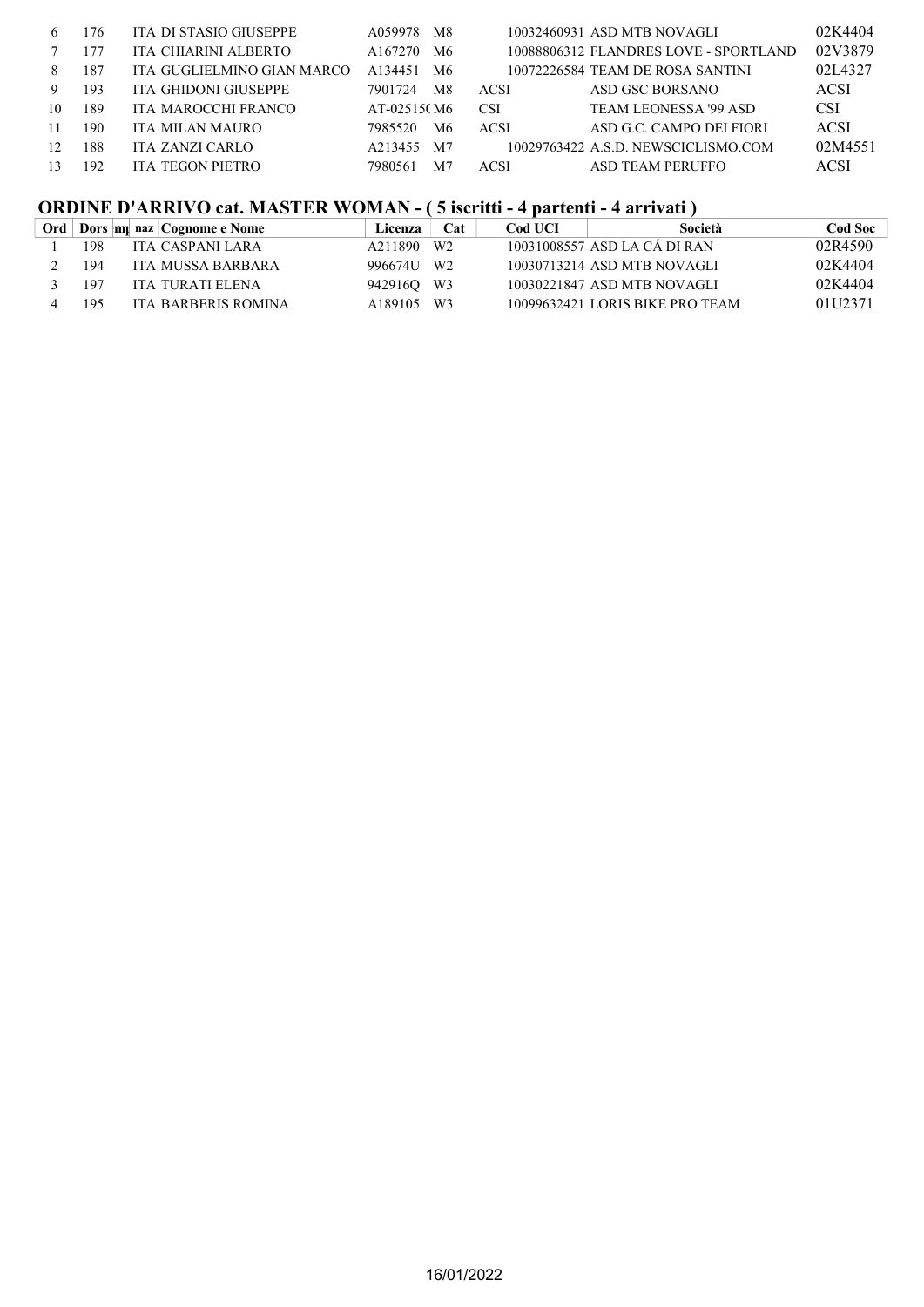| | | | | | | | | |
|---|---|---|---|---|---|---|---|---|
| 6 | 176 | ITA | DI STASIO GIUSEPPE | A059978 | M8 | 10032460931 | ASD MTB NOVAGLI | 02K4404 |
| 7 | 177 | ITA | CHIARINI ALBERTO | A167270 | M6 | 10088806312 | FLANDRES LOVE - SPORTLAND | 02V3879 |
| 8 | 187 | ITA | GUGLIELMINO GIAN MARCO | A134451 | M6 | 10072226584 | TEAM DE ROSA SANTINI | 02L4327 |
| 9 | 193 | ITA | GHIDONI GIUSEPPE | 7901724 | M8 | ACSI | ASD GSC BORSANO | ACSI |
| 10 | 189 | ITA | MAROCCHI FRANCO | AT-02515( | M6 | CSI | TEAM LEONESSA '99 ASD | CSI |
| 11 | 190 | ITA | MILAN MAURO | 7985520 | M6 | ACSI | ASD G.C. CAMPO DEI FIORI | ACSI |
| 12 | 188 | ITA | ZANZI CARLO | A213455 | M7 | 10029763422 | A.S.D. NEWSCICLISMO.COM | 02M4551 |
| 13 | 192 | ITA | TEGON PIETRO | 7980561 | M7 | ACSI | ASD TEAM PERUFFO | ACSI |

## ORDINE D'ARRIVO cat. MASTER WOMAN - ( 5 iscritti - 4 partenti - 4 arrivati )

| Ord | Dors | naz | Cognome e Nome | Licenza | Cat | Cod UCI | Società | Cod Soc |
|---|---|---|---|---|---|---|---|---|
| 1 | 198 | ITA | CASPANI LARA | A211890 | W2 | 10031008557 | ASD LA CÁ DI RAN | 02R4590 |
| 2 | 194 | ITA | MUSSA BARBARA | 996674U | W2 | 10030713214 | ASD MTB NOVAGLI | 02K4404 |
| 3 | 197 | ITA | TURATI ELENA | 942916Q | W3 | 10030221847 | ASD MTB NOVAGLI | 02K4404 |
| 4 | 195 | ITA | BARBERIS ROMINA | A189105 | W3 | 10099632421 | LORIS BIKE PRO TEAM | 01U2371 |

16/01/2022